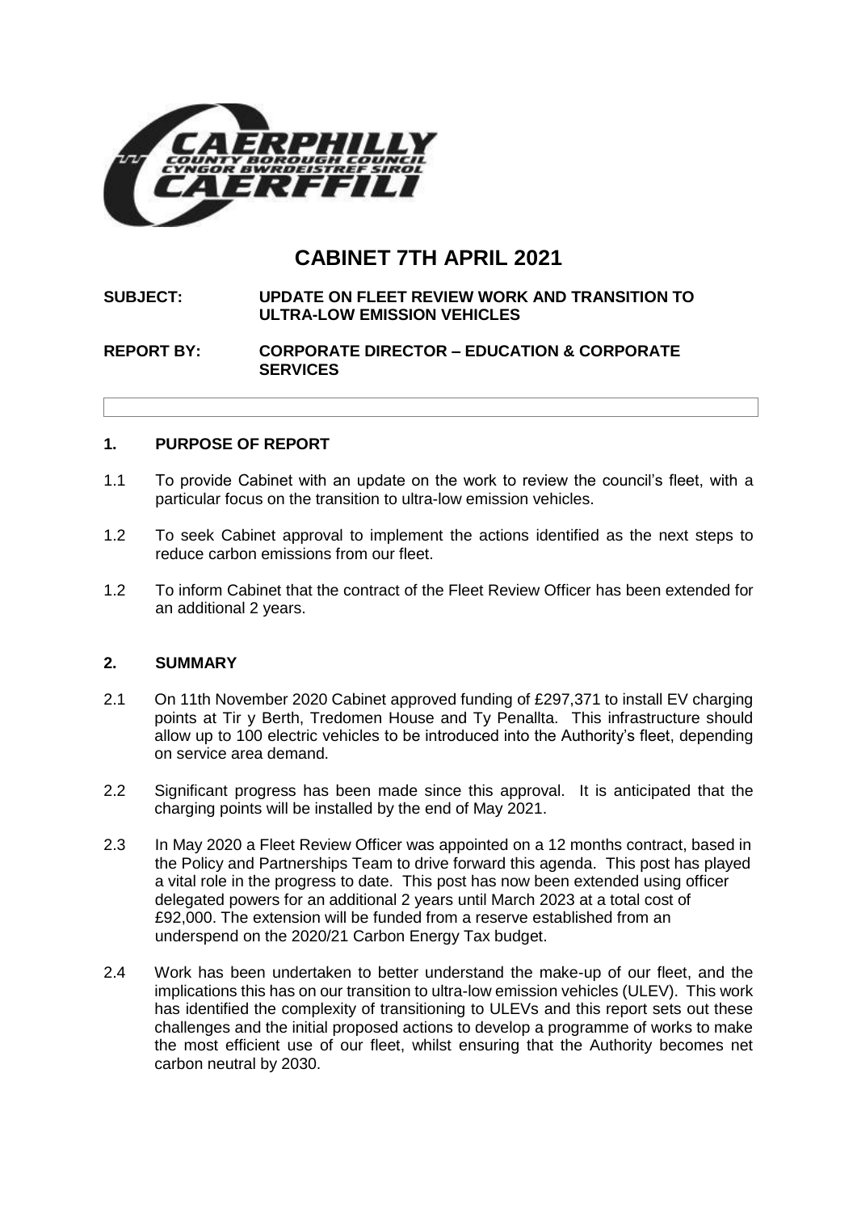# CABINET 7TH APRIL 2021

**SUBJECT:** UPDATE ON FLEET REVIEW WORK AND TRANSITION TO ULTRA-LOW EMISSION VEHICLES

**REPORT BY:** CORPORATE DIRECTOR – EDUCATION & CORPORATE SERVICES

## 1. PURPOSE OF REPORT

1.1 To provide Cabinet with an update on the work to review the council's fleet, with a particular focus on the transition to ultra-low emission vehicles.

1.2 To seek Cabinet approval to implement the actions identified as the next steps to reduce carbon emissions from our fleet.

1.2 To inform Cabinet that the contract of the Fleet Review Officer has been extended for an additional 2 years.

## 2. SUMMARY

2.1 On 11th November 2020 Cabinet approved funding of £297,371 to install EV charging points at Tir y Berth, Tredomen House and Ty Penallta. This infrastructure should allow up to 100 electric vehicles to be introduced into the Authority's fleet, depending on service area demand.

2.2 Significant progress has been made since this approval. It is anticipated that the charging points will be installed by the end of May 2021.

2.3 In May 2020 a Fleet Review Officer was appointed on a 12 months contract, based in the Policy and Partnerships Team to drive forward this agenda. This post has played a vital role in the progress to date. This post has now been extended using officer delegated powers for an additional 2 years until March 2023 at a total cost of £92,000. The extension will be funded from a reserve established from an underspend on the 2020/21 Carbon Energy Tax budget.

2.4 Work has been undertaken to better understand the make-up of our fleet, and the implications this has on our transition to ultra-low emission vehicles (ULEV). This work has identified the complexity of transitioning to ULEVs and this report sets out these challenges and the initial proposed actions to develop a programme of works to make the most efficient use of our fleet, whilst ensuring that the Authority becomes net carbon neutral by 2030.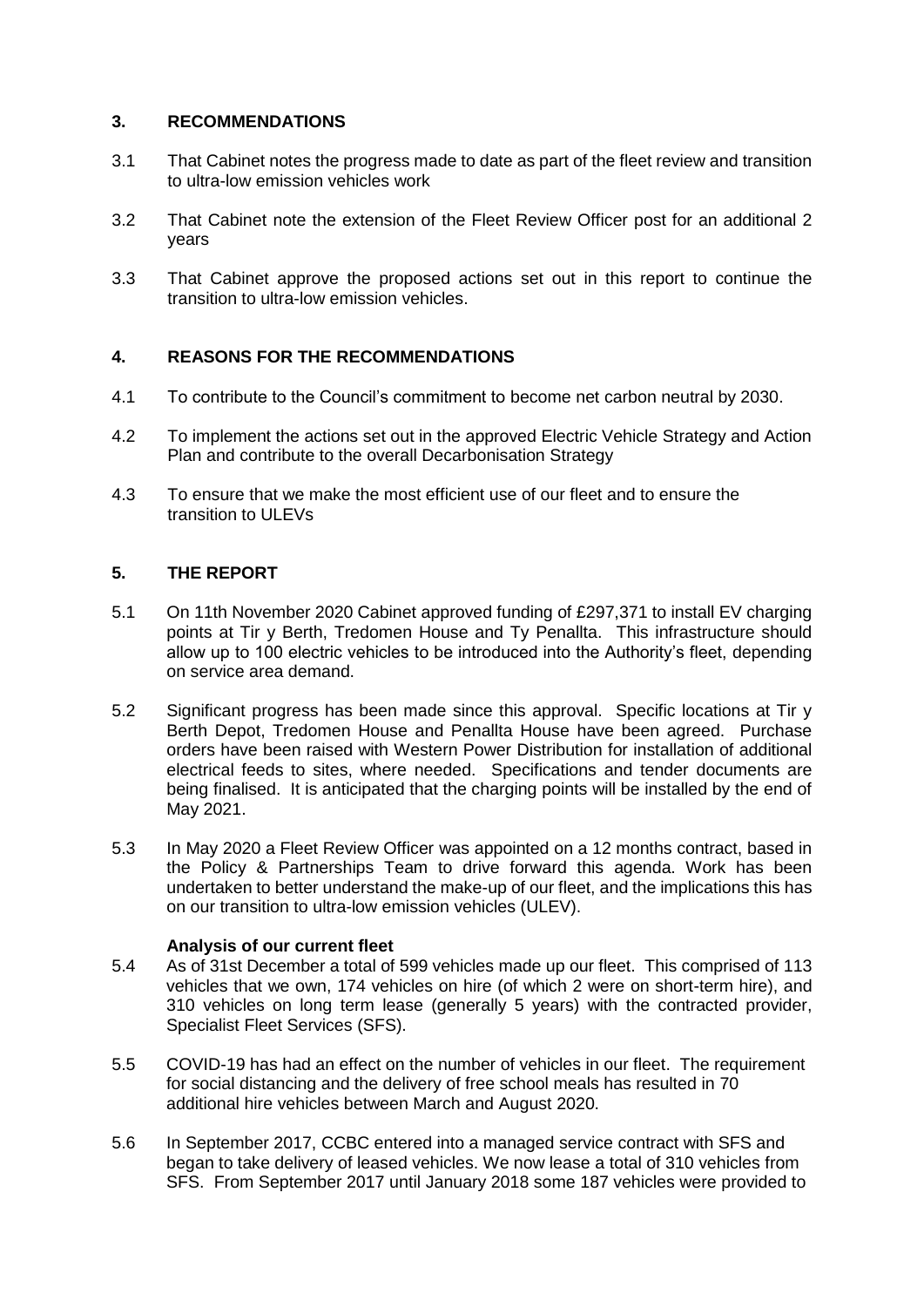## 3. RECOMMENDATIONS

3.1 That Cabinet notes the progress made to date as part of the fleet review and transition to ultra-low emission vehicles work

3.2 That Cabinet note the extension of the Fleet Review Officer post for an additional 2 years

3.3 That Cabinet approve the proposed actions set out in this report to continue the transition to ultra-low emission vehicles.

## 4. REASONS FOR THE RECOMMENDATIONS

4.1 To contribute to the Council's commitment to become net carbon neutral by 2030.

4.2 To implement the actions set out in the approved Electric Vehicle Strategy and Action Plan and contribute to the overall Decarbonisation Strategy

4.3 To ensure that we make the most efficient use of our fleet and to ensure the transition to ULEVs

## 5. THE REPORT

5.1 On 11th November 2020 Cabinet approved funding of £297,371 to install EV charging points at Tir y Berth, Tredomen House and Ty Penallta. This infrastructure should allow up to 100 electric vehicles to be introduced into the Authority's fleet, depending on service area demand.

5.2 Significant progress has been made since this approval. Specific locations at Tir y Berth Depot, Tredomen House and Penallta House have been agreed. Purchase orders have been raised with Western Power Distribution for installation of additional electrical feeds to sites, where needed. Specifications and tender documents are being finalised. It is anticipated that the charging points will be installed by the end of May 2021.

5.3 In May 2020 a Fleet Review Officer was appointed on a 12 months contract, based in the Policy & Partnerships Team to drive forward this agenda. Work has been undertaken to better understand the make-up of our fleet, and the implications this has on our transition to ultra-low emission vehicles (ULEV).

**Analysis of our current fleet**

5.4 As of 31st December a total of 599 vehicles made up our fleet. This comprised of 113 vehicles that we own, 174 vehicles on hire (of which 2 were on short-term hire), and 310 vehicles on long term lease (generally 5 years) with the contracted provider, Specialist Fleet Services (SFS).

5.5 COVID-19 has had an effect on the number of vehicles in our fleet. The requirement for social distancing and the delivery of free school meals has resulted in 70 additional hire vehicles between March and August 2020.

5.6 In September 2017, CCBC entered into a managed service contract with SFS and began to take delivery of leased vehicles. We now lease a total of 310 vehicles from SFS. From September 2017 until January 2018 some 187 vehicles were provided to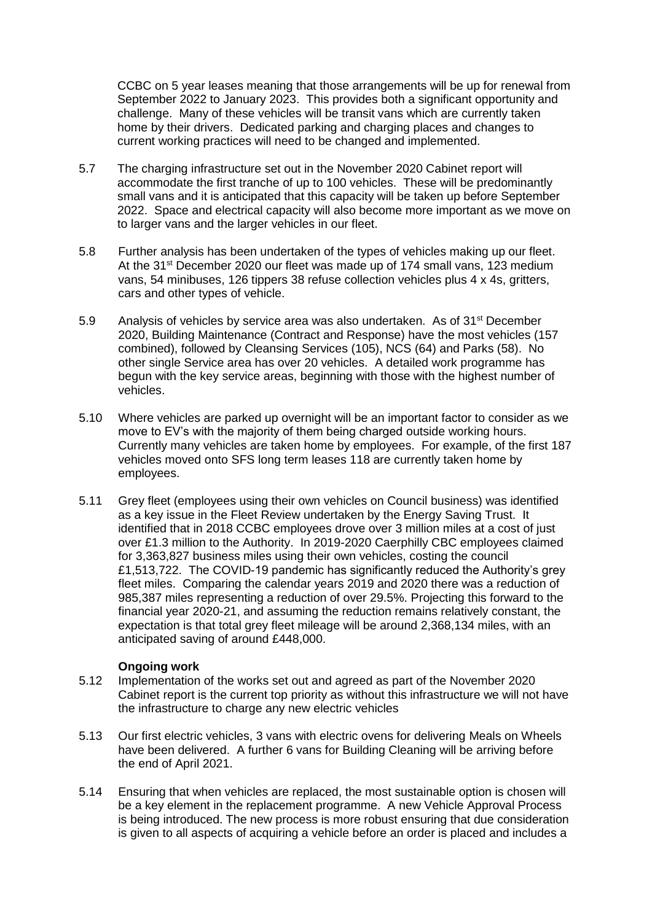CCBC on 5 year leases meaning that those arrangements will be up for renewal from September 2022 to January 2023. This provides both a significant opportunity and challenge. Many of these vehicles will be transit vans which are currently taken home by their drivers. Dedicated parking and charging places and changes to current working practices will need to be changed and implemented.

5.7 The charging infrastructure set out in the November 2020 Cabinet report will accommodate the first tranche of up to 100 vehicles. These will be predominantly small vans and it is anticipated that this capacity will be taken up before September 2022. Space and electrical capacity will also become more important as we move on to larger vans and the larger vehicles in our fleet.

5.8 Further analysis has been undertaken of the types of vehicles making up our fleet. At the 31st December 2020 our fleet was made up of 174 small vans, 123 medium vans, 54 minibuses, 126 tippers 38 refuse collection vehicles plus 4 x 4s, gritters, cars and other types of vehicle.

5.9 Analysis of vehicles by service area was also undertaken. As of 31st December 2020, Building Maintenance (Contract and Response) have the most vehicles (157 combined), followed by Cleansing Services (105), NCS (64) and Parks (58). No other single Service area has over 20 vehicles. A detailed work programme has begun with the key service areas, beginning with those with the highest number of vehicles.

5.10 Where vehicles are parked up overnight will be an important factor to consider as we move to EV's with the majority of them being charged outside working hours. Currently many vehicles are taken home by employees. For example, of the first 187 vehicles moved onto SFS long term leases 118 are currently taken home by employees.

5.11 Grey fleet (employees using their own vehicles on Council business) was identified as a key issue in the Fleet Review undertaken by the Energy Saving Trust. It identified that in 2018 CCBC employees drove over 3 million miles at a cost of just over £1.3 million to the Authority. In 2019-2020 Caerphilly CBC employees claimed for 3,363,827 business miles using their own vehicles, costing the council £1,513,722. The COVID-19 pandemic has significantly reduced the Authority's grey fleet miles. Comparing the calendar years 2019 and 2020 there was a reduction of 985,387 miles representing a reduction of over 29.5%. Projecting this forward to the financial year 2020-21, and assuming the reduction remains relatively constant, the expectation is that total grey fleet mileage will be around 2,368,134 miles, with an anticipated saving of around £448,000.

**Ongoing work**

5.12 Implementation of the works set out and agreed as part of the November 2020 Cabinet report is the current top priority as without this infrastructure we will not have the infrastructure to charge any new electric vehicles

5.13 Our first electric vehicles, 3 vans with electric ovens for delivering Meals on Wheels have been delivered. A further 6 vans for Building Cleaning will be arriving before the end of April 2021.

5.14 Ensuring that when vehicles are replaced, the most sustainable option is chosen will be a key element in the replacement programme. A new Vehicle Approval Process is being introduced. The new process is more robust ensuring that due consideration is given to all aspects of acquiring a vehicle before an order is placed and includes a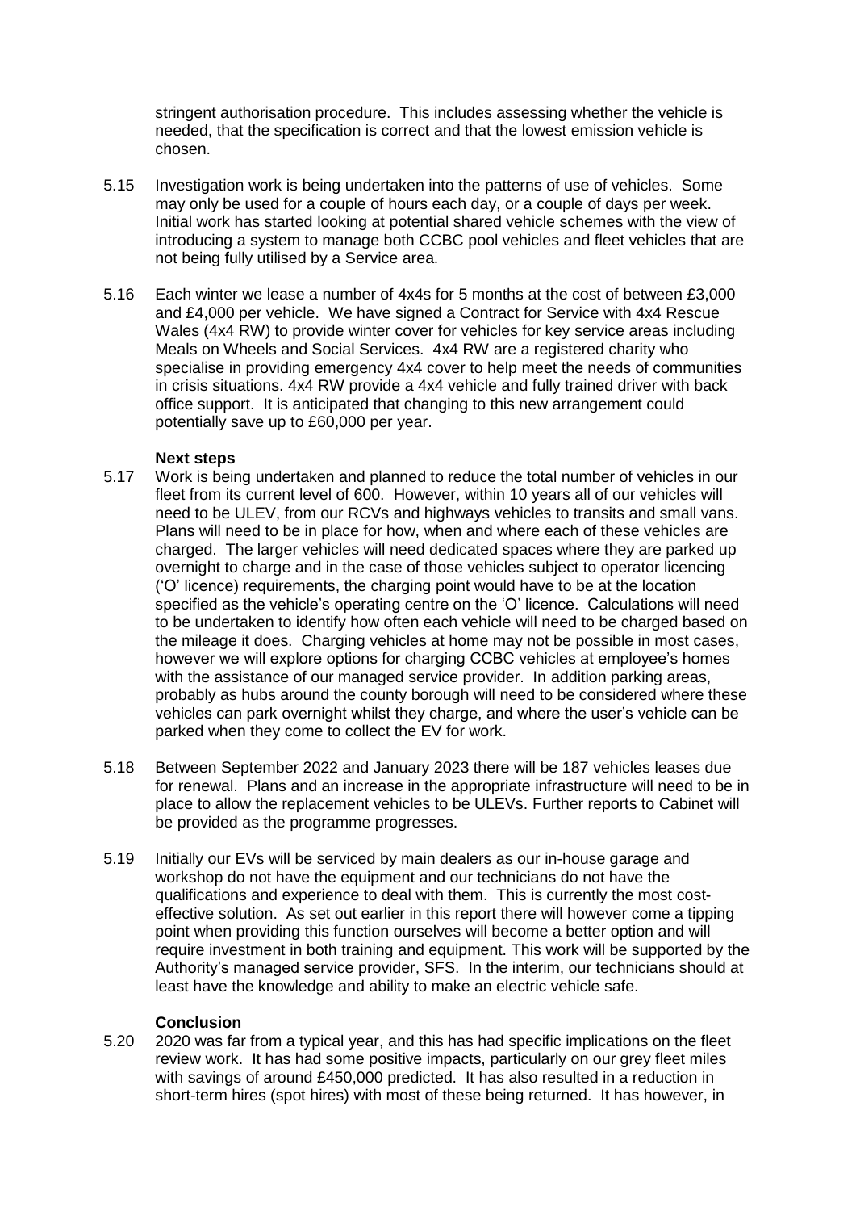stringent authorisation procedure. This includes assessing whether the vehicle is needed, that the specification is correct and that the lowest emission vehicle is chosen.

5.15 Investigation work is being undertaken into the patterns of use of vehicles. Some may only be used for a couple of hours each day, or a couple of days per week. Initial work has started looking at potential shared vehicle schemes with the view of introducing a system to manage both CCBC pool vehicles and fleet vehicles that are not being fully utilised by a Service area.

5.16 Each winter we lease a number of 4x4s for 5 months at the cost of between £3,000 and £4,000 per vehicle. We have signed a Contract for Service with 4x4 Rescue Wales (4x4 RW) to provide winter cover for vehicles for key service areas including Meals on Wheels and Social Services. 4x4 RW are a registered charity who specialise in providing emergency 4x4 cover to help meet the needs of communities in crisis situations. 4x4 RW provide a 4x4 vehicle and fully trained driver with back office support. It is anticipated that changing to this new arrangement could potentially save up to £60,000 per year.

**Next steps**

5.17 Work is being undertaken and planned to reduce the total number of vehicles in our fleet from its current level of 600. However, within 10 years all of our vehicles will need to be ULEV, from our RCVs and highways vehicles to transits and small vans. Plans will need to be in place for how, when and where each of these vehicles are charged. The larger vehicles will need dedicated spaces where they are parked up overnight to charge and in the case of those vehicles subject to operator licencing ('O' licence) requirements, the charging point would have to be at the location specified as the vehicle's operating centre on the 'O' licence. Calculations will need to be undertaken to identify how often each vehicle will need to be charged based on the mileage it does. Charging vehicles at home may not be possible in most cases, however we will explore options for charging CCBC vehicles at employee's homes with the assistance of our managed service provider. In addition parking areas, probably as hubs around the county borough will need to be considered where these vehicles can park overnight whilst they charge, and where the user's vehicle can be parked when they come to collect the EV for work.

5.18 Between September 2022 and January 2023 there will be 187 vehicles leases due for renewal. Plans and an increase in the appropriate infrastructure will need to be in place to allow the replacement vehicles to be ULEVs. Further reports to Cabinet will be provided as the programme progresses.

5.19 Initially our EVs will be serviced by main dealers as our in-house garage and workshop do not have the equipment and our technicians do not have the qualifications and experience to deal with them. This is currently the most cost-effective solution. As set out earlier in this report there will however come a tipping point when providing this function ourselves will become a better option and will require investment in both training and equipment. This work will be supported by the Authority's managed service provider, SFS. In the interim, our technicians should at least have the knowledge and ability to make an electric vehicle safe.

**Conclusion**

5.20 2020 was far from a typical year, and this has had specific implications on the fleet review work. It has had some positive impacts, particularly on our grey fleet miles with savings of around £450,000 predicted. It has also resulted in a reduction in short-term hires (spot hires) with most of these being returned. It has however, in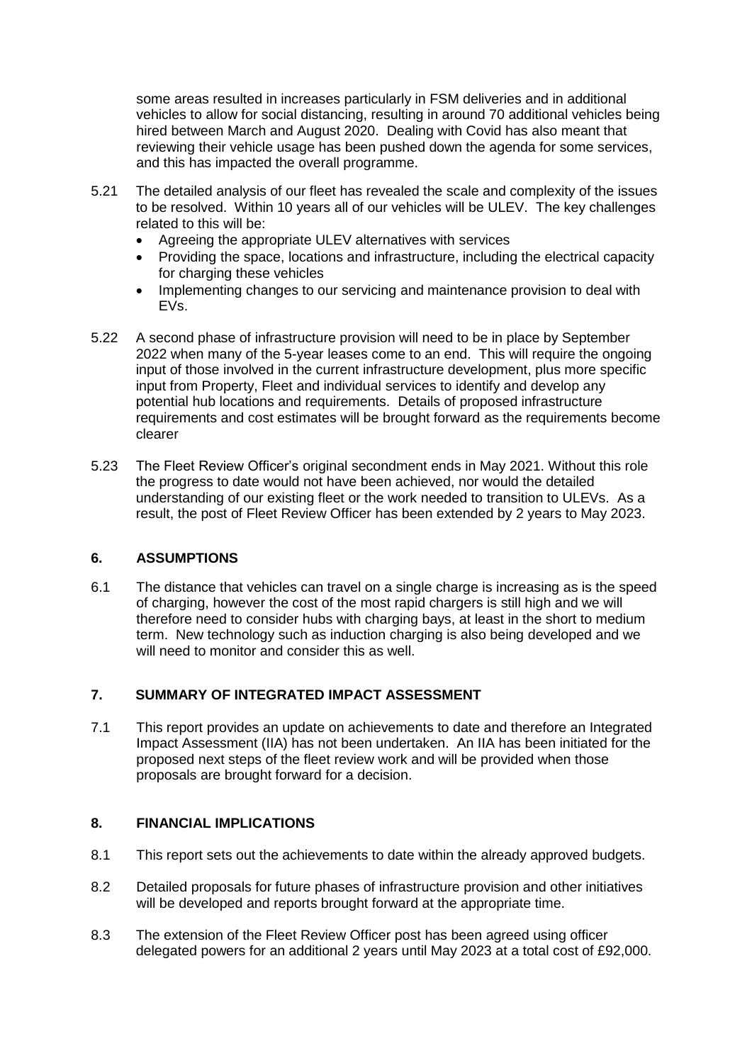some areas resulted in increases particularly in FSM deliveries and in additional vehicles to allow for social distancing, resulting in around 70 additional vehicles being hired between March and August 2020. Dealing with Covid has also meant that reviewing their vehicle usage has been pushed down the agenda for some services, and this has impacted the overall programme.

5.21 The detailed analysis of our fleet has revealed the scale and complexity of the issues to be resolved. Within 10 years all of our vehicles will be ULEV. The key challenges related to this will be:

- Agreeing the appropriate ULEV alternatives with services
- Providing the space, locations and infrastructure, including the electrical capacity for charging these vehicles
- Implementing changes to our servicing and maintenance provision to deal with EVs.

5.22 A second phase of infrastructure provision will need to be in place by September 2022 when many of the 5-year leases come to an end. This will require the ongoing input of those involved in the current infrastructure development, plus more specific input from Property, Fleet and individual services to identify and develop any potential hub locations and requirements. Details of proposed infrastructure requirements and cost estimates will be brought forward as the requirements become clearer

5.23 The Fleet Review Officer's original secondment ends in May 2021. Without this role the progress to date would not have been achieved, nor would the detailed understanding of our existing fleet or the work needed to transition to ULEVs. As a result, the post of Fleet Review Officer has been extended by 2 years to May 2023.

## 6. ASSUMPTIONS

6.1 The distance that vehicles can travel on a single charge is increasing as is the speed of charging, however the cost of the most rapid chargers is still high and we will therefore need to consider hubs with charging bays, at least in the short to medium term. New technology such as induction charging is also being developed and we will need to monitor and consider this as well.

## 7. SUMMARY OF INTEGRATED IMPACT ASSESSMENT

7.1 This report provides an update on achievements to date and therefore an Integrated Impact Assessment (IIA) has not been undertaken. An IIA has been initiated for the proposed next steps of the fleet review work and will be provided when those proposals are brought forward for a decision.

## 8. FINANCIAL IMPLICATIONS

8.1 This report sets out the achievements to date within the already approved budgets.

8.2 Detailed proposals for future phases of infrastructure provision and other initiatives will be developed and reports brought forward at the appropriate time.

8.3 The extension of the Fleet Review Officer post has been agreed using officer delegated powers for an additional 2 years until May 2023 at a total cost of £92,000.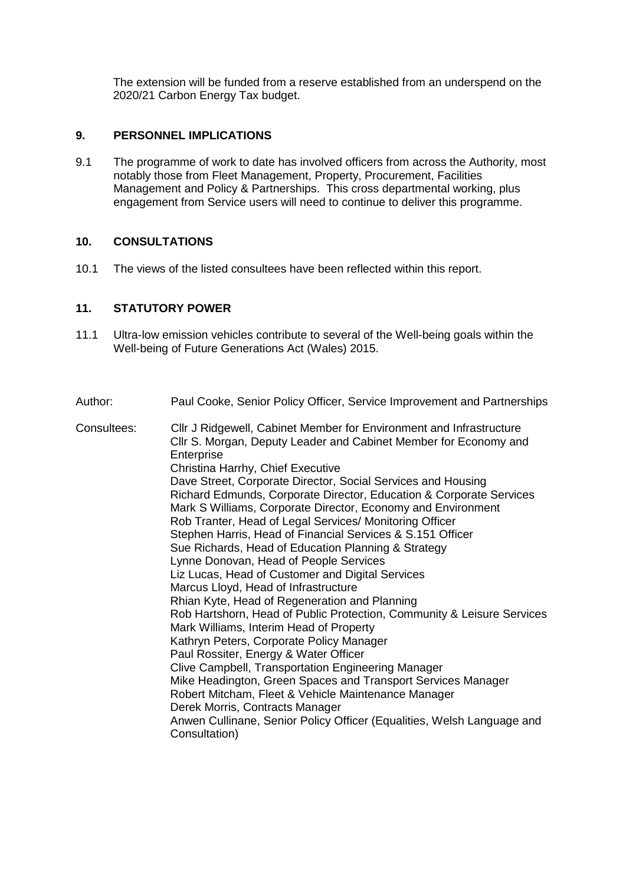The extension will be funded from a reserve established from an underspend on the 2020/21 Carbon Energy Tax budget.

## 9. PERSONNEL IMPLICATIONS

9.1 The programme of work to date has involved officers from across the Authority, most notably those from Fleet Management, Property, Procurement, Facilities Management and Policy & Partnerships. This cross departmental working, plus engagement from Service users will need to continue to deliver this programme.

## 10. CONSULTATIONS

10.1 The views of the listed consultees have been reflected within this report.

## 11. STATUTORY POWER

11.1 Ultra-low emission vehicles contribute to several of the Well-being goals within the Well-being of Future Generations Act (Wales) 2015.

Author: Paul Cooke, Senior Policy Officer, Service Improvement and Partnerships

Consultees:
Cllr J Ridgewell, Cabinet Member for Environment and Infrastructure
Cllr S. Morgan, Deputy Leader and Cabinet Member for Economy and Enterprise
Christina Harrhy, Chief Executive
Dave Street, Corporate Director, Social Services and Housing
Richard Edmunds, Corporate Director, Education & Corporate Services
Mark S Williams, Corporate Director, Economy and Environment
Rob Tranter, Head of Legal Services/ Monitoring Officer
Stephen Harris, Head of Financial Services & S.151 Officer
Sue Richards, Head of Education Planning & Strategy
Lynne Donovan, Head of People Services
Liz Lucas, Head of Customer and Digital Services
Marcus Lloyd, Head of Infrastructure
Rhian Kyte, Head of Regeneration and Planning
Rob Hartshorn, Head of Public Protection, Community & Leisure Services
Mark Williams, Interim Head of Property
Kathryn Peters, Corporate Policy Manager
Paul Rossiter, Energy & Water Officer
Clive Campbell, Transportation Engineering Manager
Mike Headington, Green Spaces and Transport Services Manager
Robert Mitcham, Fleet & Vehicle Maintenance Manager
Derek Morris, Contracts Manager
Anwen Cullinane, Senior Policy Officer (Equalities, Welsh Language and Consultation)